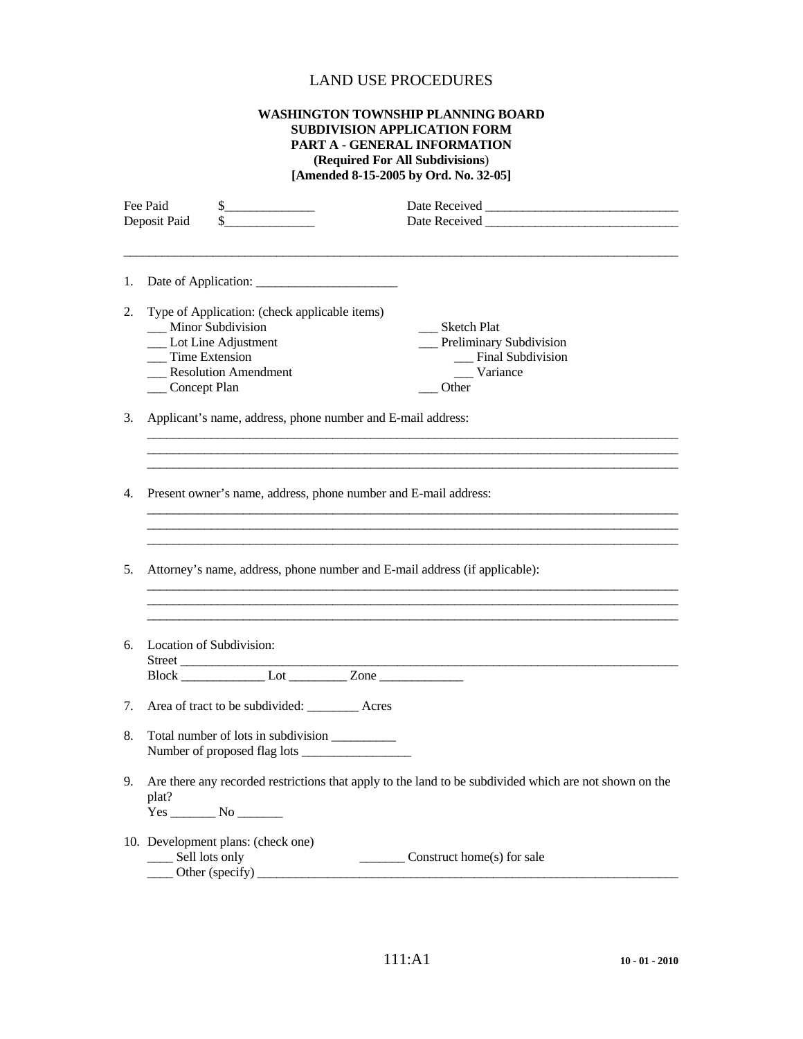# LAND USE PROCEDURES

**WASHINGTON TOWNSHIP PLANNING BOARD**
**SUBDIVISION APPLICATION FORM**
**PART A - GENERAL INFORMATION**
**(Required For All Subdivisions)**
**[Amended 8-15-2005 by Ord. No. 32-05]**

Fee Paid $______________ Date Received ______________________________
Deposit Paid $______________ Date Received ______________________________

---

1. Date of Application: ______________________

2. Type of Application: (check applicable items)
   ___ Minor Subdivision
   ___ Lot Line Adjustment
   ___ Time Extension
   ___ Resolution Amendment
   ___ Concept Plan
   ___ Sketch Plat
   ___ Preliminary Subdivision
   ___ Final Subdivision
   ___ Variance
   ___ Other

3. Applicant's name, address, phone number and E-mail address:
   ______________________________________________________________________
   ______________________________________________________________________
   ______________________________________________________________________

4. Present owner's name, address, phone number and E-mail address:
   ______________________________________________________________________
   ______________________________________________________________________
   ______________________________________________________________________

5. Attorney's name, address, phone number and E-mail address (if applicable):
   ______________________________________________________________________
   ______________________________________________________________________
   ______________________________________________________________________

6. Location of Subdivision:
   Street ______________________________________________________________
   Block _____________ Lot _________ Zone _____________

7. Area of tract to be subdivided: ________ Acres

8. Total number of lots in subdivision __________
   Number of proposed flag lots _________________

9. Are there any recorded restrictions that apply to the land to be subdivided which are not shown on the plat?
   Yes _______ No _______

10. Development plans: (check one)
    ____ Sell lots only
    _______ Construct home(s) for sale
    ____ Other (specify) _______________________________________________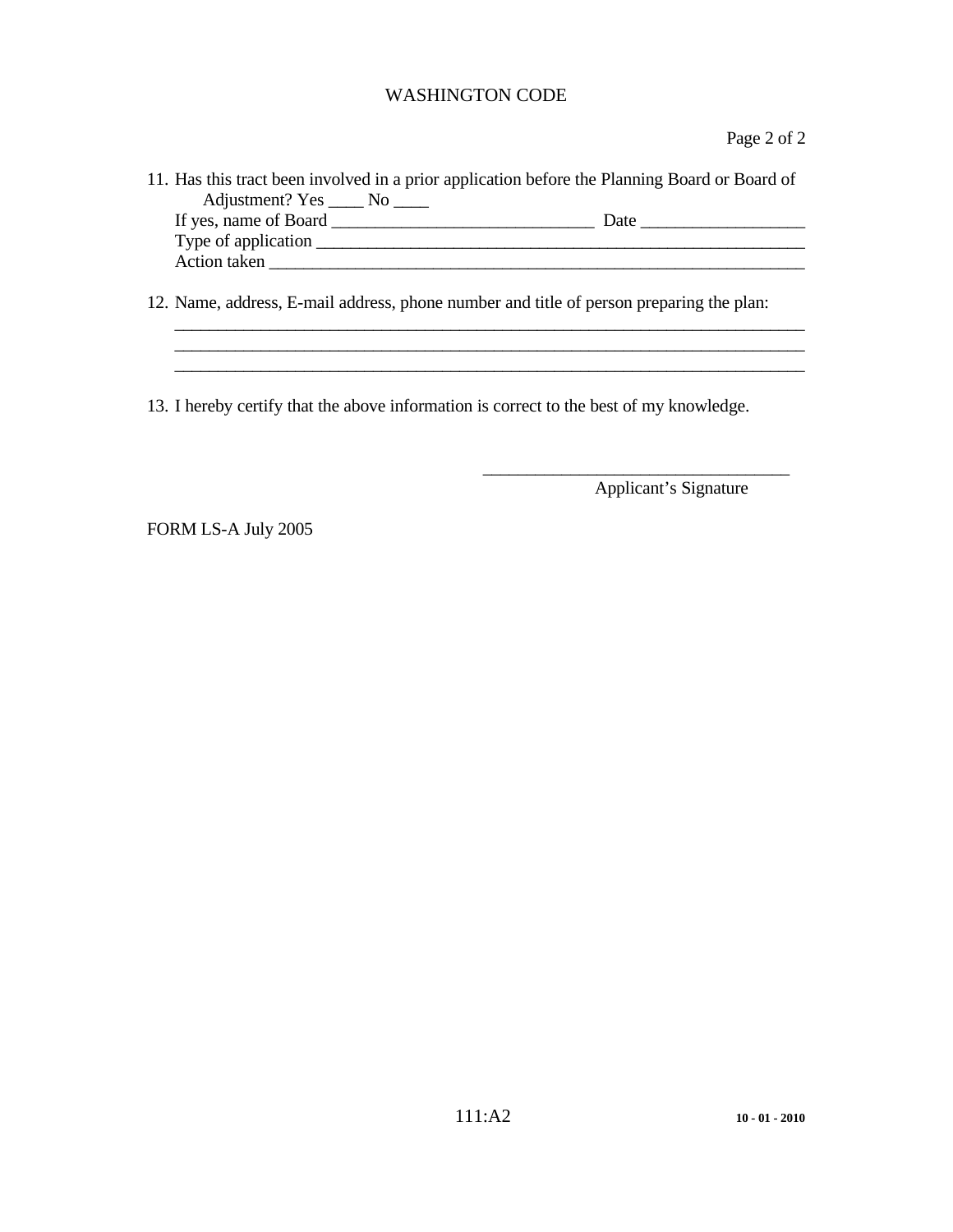11. Has this tract been involved in a prior application before the Planning Board or Board of Adjustment? Yes ____ No ____
    If yes, name of Board ______________________________ Date __________________
    Type of application _________________________________________________________
    Action taken ______________________________________________________________

12. Name, address, E-mail address, phone number and title of person preparing the plan:
    ________________________________________________________________________
    ________________________________________________________________________
    ________________________________________________________________________

13. I hereby certify that the above information is correct to the best of my knowledge.

___________________________________
Applicant's Signature

FORM LS-A July 2005